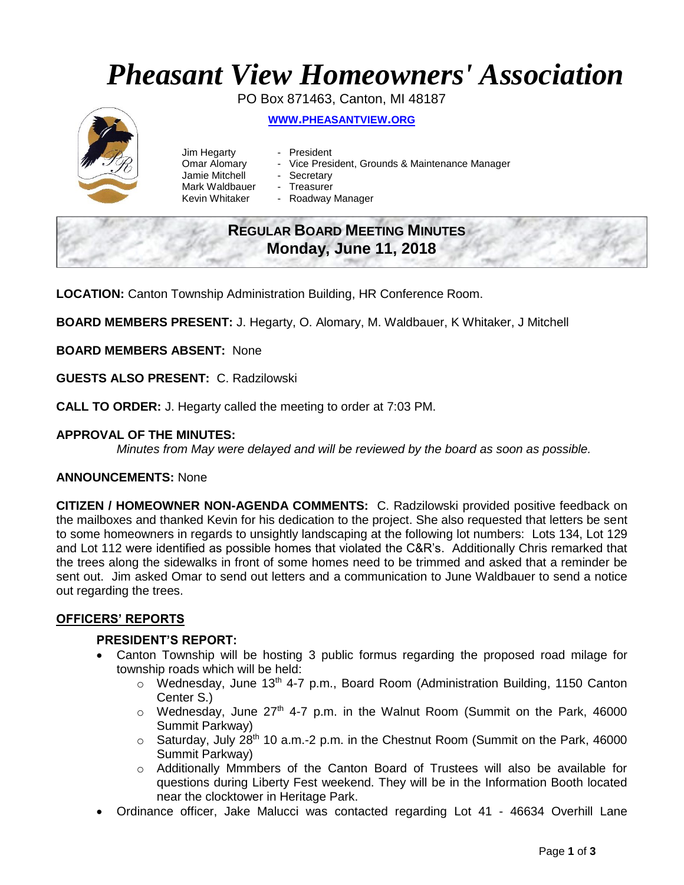# *Pheasant View Homeowners' Association*

PO Box 871463, Canton, MI 48187

**WWW.PHEASANTVIEW.ORG**

Jim Hegarty - President
Omar Alomary - Vice President, Grounds & Maintenance Manager
Jamie Mitchell - Secretary
Mark Waldbauer - Treasurer
Kevin Whitaker - Roadway Manager

## REGULAR BOARD MEETING MINUTES
## Monday, June 11, 2018

**LOCATION:** Canton Township Administration Building, HR Conference Room.

**BOARD MEMBERS PRESENT:** J. Hegarty, O. Alomary, M. Waldbauer, K Whitaker, J Mitchell

**BOARD MEMBERS ABSENT:** None

**GUESTS ALSO PRESENT:** C. Radzilowski

**CALL TO ORDER:** J. Hegarty called the meeting to order at 7:03 PM.

**APPROVAL OF THE MINUTES:**

*Minutes from May were delayed and will be reviewed by the board as soon as possible.*

**ANNOUNCEMENTS:** None

**CITIZEN / HOMEOWNER NON-AGENDA COMMENTS:** C. Radzilowski provided positive feedback on the mailboxes and thanked Kevin for his dedication to the project. She also requested that letters be sent to some homeowners in regards to unsightly landscaping at the following lot numbers: Lots 134, Lot 129 and Lot 112 were identified as possible homes that violated the C&R's. Additionally Chris remarked that the trees along the sidewalks in front of some homes need to be trimmed and asked that a reminder be sent out. Jim asked Omar to send out letters and a communication to June Waldbauer to send a notice out regarding the trees.

## OFFICERS' REPORTS

### PRESIDENT'S REPORT:

- Canton Township will be hosting 3 public formus regarding the proposed road milage for township roads which will be held:
  - Wednesday, June 13th 4-7 p.m., Board Room (Administration Building, 1150 Canton Center S.)
  - Wednesday, June 27th 4-7 p.m. in the Walnut Room (Summit on the Park, 46000 Summit Parkway)
  - Saturday, July 28th 10 a.m.-2 p.m. in the Chestnut Room (Summit on the Park, 46000 Summit Parkway)
  - Additionally Mmmbers of the Canton Board of Trustees will also be available for questions during Liberty Fest weekend. They will be in the Information Booth located near the clocktower in Heritage Park.
- Ordinance officer, Jake Malucci was contacted regarding Lot 41 - 46634 Overhill Lane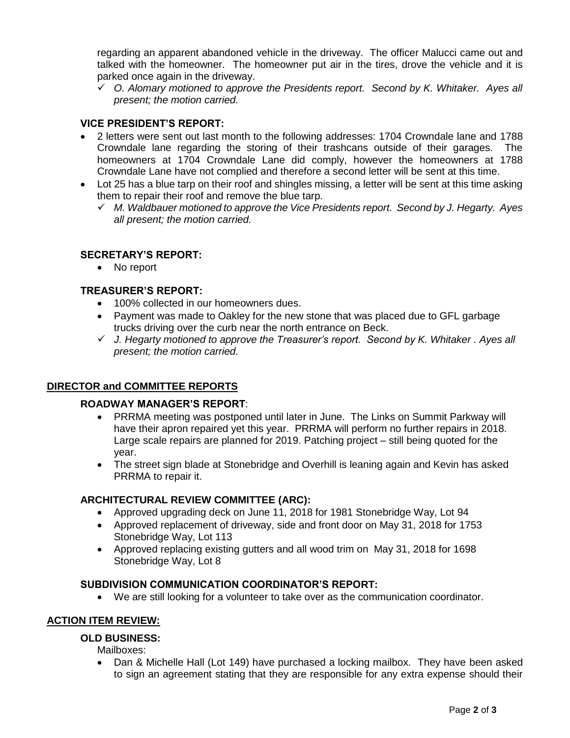regarding an apparent abandoned vehicle in the driveway. The officer Malucci came out and talked with the homeowner. The homeowner put air in the tires, drove the vehicle and it is parked once again in the driveway.

- ✓ *O. Alomary motioned to approve the Presidents report. Second by K. Whitaker. Ayes all present; the motion carried.*

### VICE PRESIDENT'S REPORT:

- 2 letters were sent out last month to the following addresses: 1704 Crowndale lane and 1788 Crowndale lane regarding the storing of their trashcans outside of their garages. The homeowners at 1704 Crowndale Lane did comply, however the homeowners at 1788 Crowndale Lane have not complied and therefore a second letter will be sent at this time.
- Lot 25 has a blue tarp on their roof and shingles missing, a letter will be sent at this time asking them to repair their roof and remove the blue tarp.
  - ✓ *M. Waldbauer motioned to approve the Vice Presidents report. Second by J. Hegarty. Ayes all present; the motion carried.*

### SECRETARY'S REPORT:

- No report

### TREASURER'S REPORT:

- 100% collected in our homeowners dues.
- Payment was made to Oakley for the new stone that was placed due to GFL garbage trucks driving over the curb near the north entrance on Beck.
- ✓ *J. Hegarty motioned to approve the Treasurer's report. Second by K. Whitaker . Ayes all present; the motion carried.*

## DIRECTOR and COMMITTEE REPORTS

### ROADWAY MANAGER'S REPORT:

- PRRMA meeting was postponed until later in June. The Links on Summit Parkway will have their apron repaired yet this year. PRRMA will perform no further repairs in 2018. Large scale repairs are planned for 2019. Patching project – still being quoted for the year.
- The street sign blade at Stonebridge and Overhill is leaning again and Kevin has asked PRRMA to repair it.

### ARCHITECTURAL REVIEW COMMITTEE (ARC):

- Approved upgrading deck on June 11, 2018 for 1981 Stonebridge Way, Lot 94
- Approved replacement of driveway, side and front door on May 31, 2018 for 1753 Stonebridge Way, Lot 113
- Approved replacing existing gutters and all wood trim on May 31, 2018 for 1698 Stonebridge Way, Lot 8

### SUBDIVISION COMMUNICATION COORDINATOR'S REPORT:

- We are still looking for a volunteer to take over as the communication coordinator.

## ACTION ITEM REVIEW:

### OLD BUSINESS:

Mailboxes:

- Dan & Michelle Hall (Lot 149) have purchased a locking mailbox. They have been asked to sign an agreement stating that they are responsible for any extra expense should their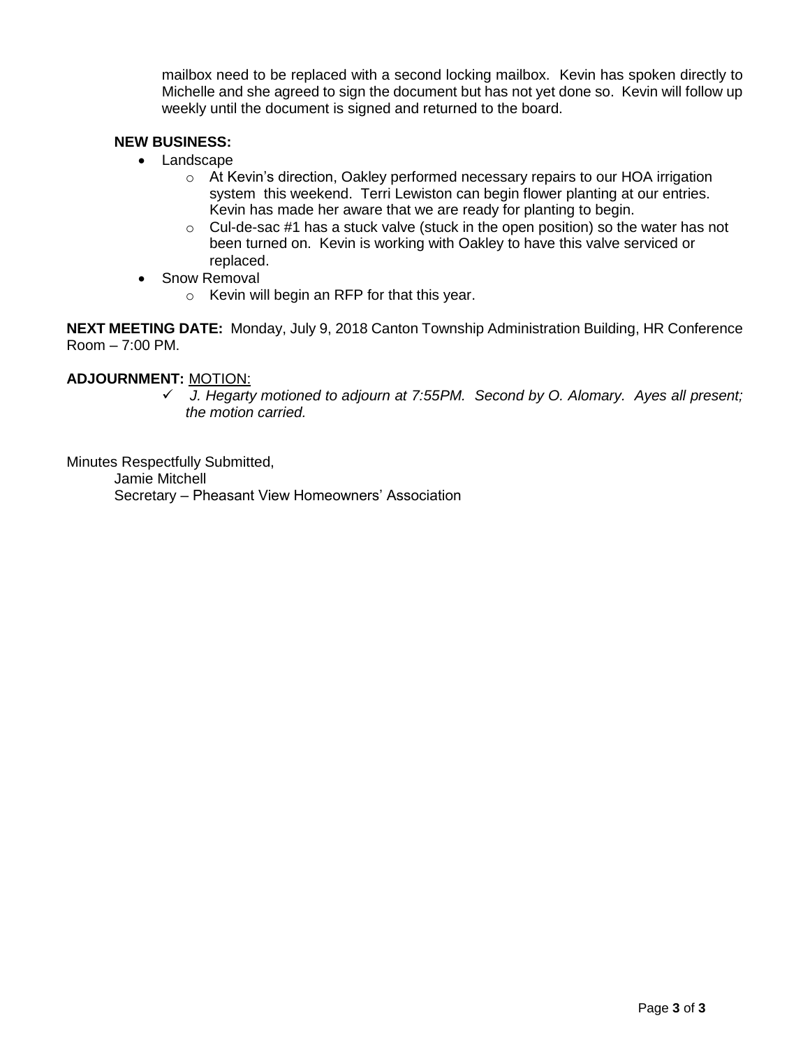mailbox need to be replaced with a second locking mailbox. Kevin has spoken directly to Michelle and she agreed to sign the document but has not yet done so. Kevin will follow up weekly until the document is signed and returned to the board.

**NEW BUSINESS:**

- Landscape
  - At Kevin's direction, Oakley performed necessary repairs to our HOA irrigation system this weekend. Terri Lewiston can begin flower planting at our entries. Kevin has made her aware that we are ready for planting to begin.
  - Cul-de-sac #1 has a stuck valve (stuck in the open position) so the water has not been turned on. Kevin is working with Oakley to have this valve serviced or replaced.
- Snow Removal
  - Kevin will begin an RFP for that this year.

**NEXT MEETING DATE:** Monday, July 9, 2018 Canton Township Administration Building, HR Conference Room – 7:00 PM.

**ADJOURNMENT:** MOTION:

- ✓ *J. Hegarty motioned to adjourn at 7:55PM. Second by O. Alomary. Ayes all present; the motion carried.*

Minutes Respectfully Submitted,

Jamie Mitchell

Secretary – Pheasant View Homeowners' Association